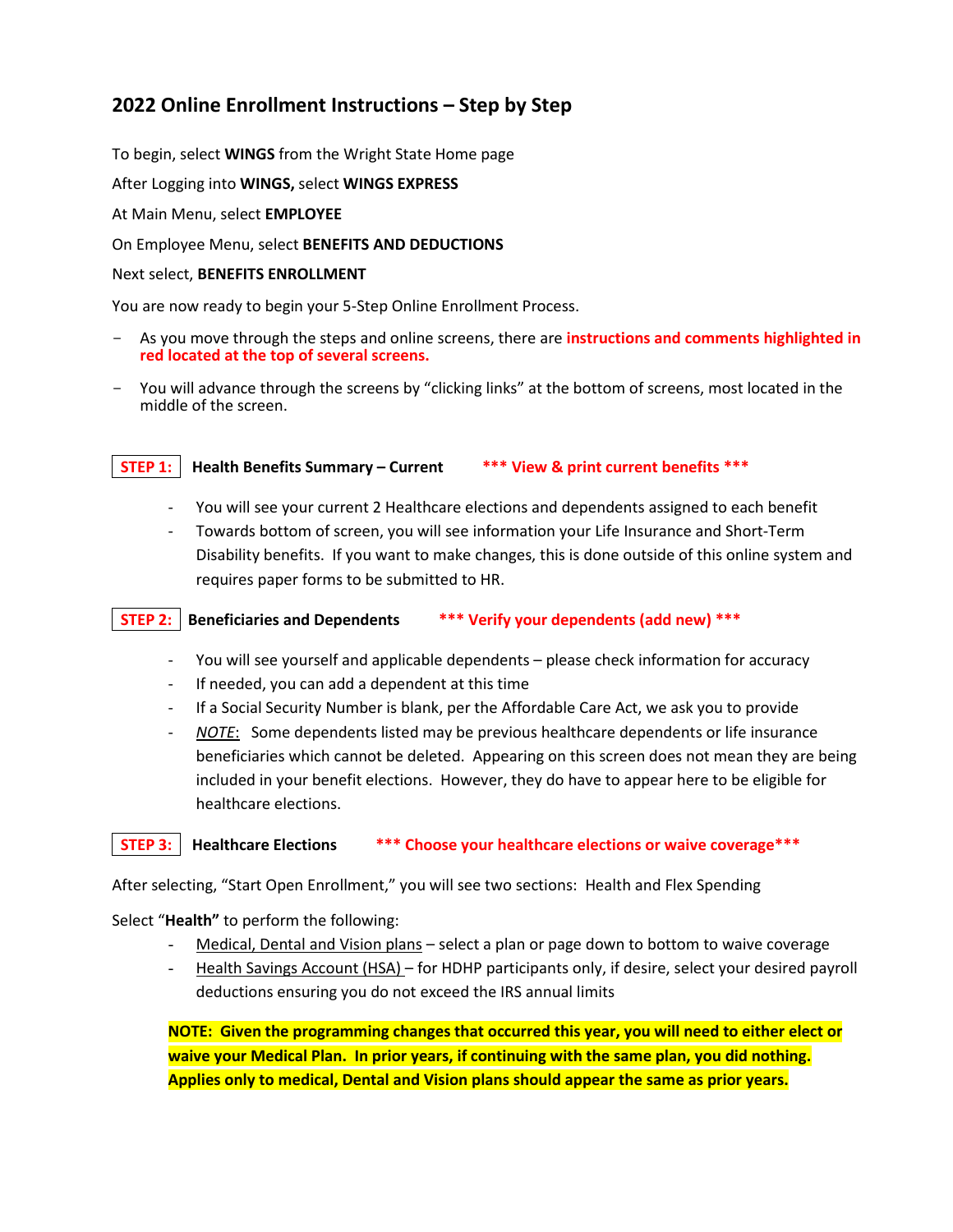## 2022 Online Enrollment Instructions – Step by Step

To begin, select **WINGS** from the Wright State Home page

After Logging into **WINGS,** select **WINGS EXPRESS**

At Main Menu, select **EMPLOYEE**

On Employee Menu, select **BENEFITS AND DEDUCTIONS**

Next select, **BENEFITS ENROLLMENT**

You are now ready to begin your 5-Step Online Enrollment Process.

- As you move through the steps and online screens, there are **instructions and comments highlighted in red located at the top of several screens.**
- You will advance through the screens by "clicking links" at the bottom of screens, most located in the middle of the screen.

**STEP 1:** **Health Benefits Summary – Current** **\*\*\* View & print current benefits \*\*\***

- You will see your current 2 Healthcare elections and dependents assigned to each benefit
- Towards bottom of screen, you will see information your Life Insurance and Short-Term Disability benefits. If you want to make changes, this is done outside of this online system and requires paper forms to be submitted to HR.

**STEP 2:** **Beneficiaries and Dependents** **\*\*\* Verify your dependents (add new) \*\*\***

- You will see yourself and applicable dependents – please check information for accuracy
- If needed, you can add a dependent at this time
- If a Social Security Number is blank, per the Affordable Care Act, we ask you to provide
- *NOTE*: Some dependents listed may be previous healthcare dependents or life insurance beneficiaries which cannot be deleted. Appearing on this screen does not mean they are being included in your benefit elections. However, they do have to appear here to be eligible for healthcare elections.

**STEP 3:** **Healthcare Elections** **\*\*\* Choose your healthcare elections or waive coverage\*\*\***

After selecting, "Start Open Enrollment," you will see two sections: Health and Flex Spending

Select "**Health**" to perform the following:

- Medical, Dental and Vision plans – select a plan or page down to bottom to waive coverage
- Health Savings Account (HSA) – for HDHP participants only, if desire, select your desired payroll deductions ensuring you do not exceed the IRS annual limits

**NOTE: Given the programming changes that occurred this year, you will need to either elect or waive your Medical Plan. In prior years, if continuing with the same plan, you did nothing. Applies only to medical, Dental and Vision plans should appear the same as prior years.**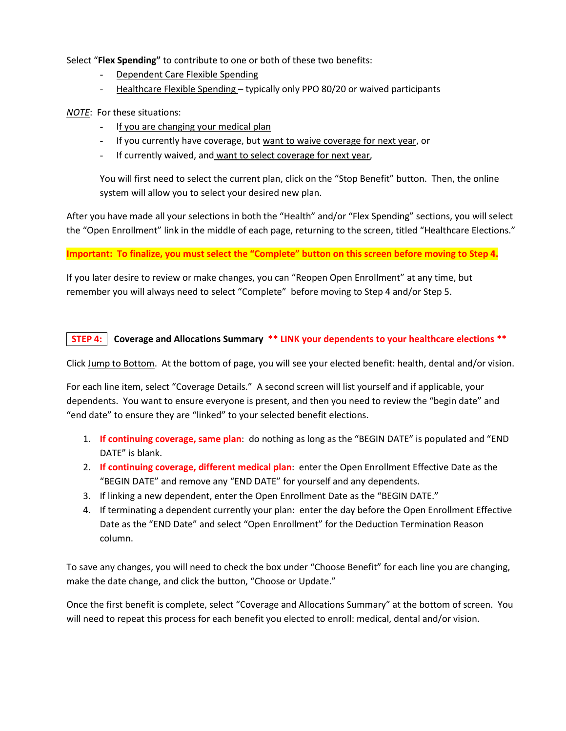Select "**Flex Spending"** to contribute to one or both of these two benefits:

- Dependent Care Flexible Spending
- Healthcare Flexible Spending – typically only PPO 80/20 or waived participants

*NOTE*: For these situations:

- If you are changing your medical plan
- If you currently have coverage, but want to waive coverage for next year, or
- If currently waived, and want to select coverage for next year,

  You will first need to select the current plan, click on the "Stop Benefit" button. Then, the online system will allow you to select your desired new plan.

After you have made all your selections in both the "Health" and/or "Flex Spending" sections, you will select the "Open Enrollment" link in the middle of each page, returning to the screen, titled "Healthcare Elections."

**Important: To finalize, you must select the "Complete" button on this screen before moving to Step 4.**

If you later desire to review or make changes, you can "Reopen Open Enrollment" at any time, but remember you will always need to select "Complete" before moving to Step 4 and/or Step 5.

## STEP 4: Coverage and Allocations Summary ** LINK your dependents to your healthcare elections **

Click Jump to Bottom. At the bottom of page, you will see your elected benefit: health, dental and/or vision.

For each line item, select "Coverage Details." A second screen will list yourself and if applicable, your dependents. You want to ensure everyone is present, and then you need to review the "begin date" and "end date" to ensure they are "linked" to your selected benefit elections.

1. **If continuing coverage, same plan**: do nothing as long as the "BEGIN DATE" is populated and "END DATE" is blank.
2. **If continuing coverage, different medical plan**: enter the Open Enrollment Effective Date as the "BEGIN DATE" and remove any "END DATE" for yourself and any dependents.
3. If linking a new dependent, enter the Open Enrollment Date as the "BEGIN DATE."
4. If terminating a dependent currently your plan: enter the day before the Open Enrollment Effective Date as the "END Date" and select "Open Enrollment" for the Deduction Termination Reason column.

To save any changes, you will need to check the box under "Choose Benefit" for each line you are changing, make the date change, and click the button, "Choose or Update."

Once the first benefit is complete, select "Coverage and Allocations Summary" at the bottom of screen. You will need to repeat this process for each benefit you elected to enroll: medical, dental and/or vision.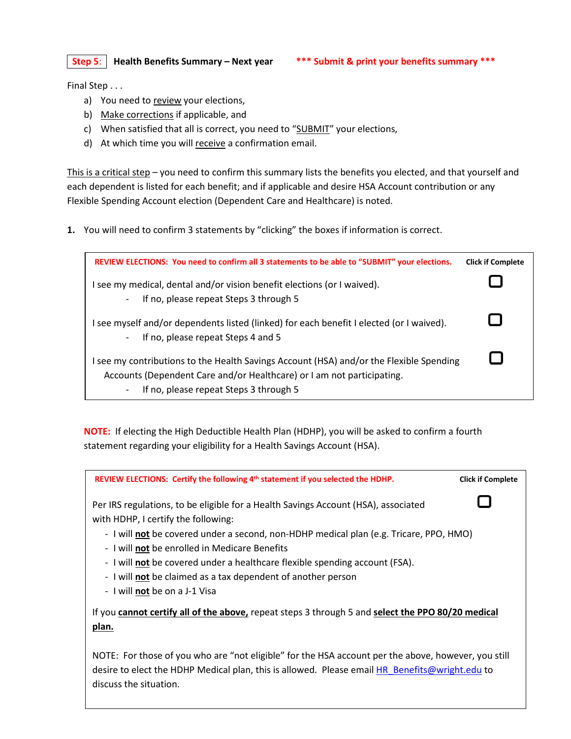**Step 5:** **Health Benefits Summary – Next year** *** Submit & print your benefits summary ***

Final Step . . .

a) You need to review your elections,
b) Make corrections if applicable, and
c) When satisfied that all is correct, you need to "SUBMIT" your elections,
d) At which time you will receive a confirmation email.

This is a critical step – you need to confirm this summary lists the benefits you elected, and that yourself and each dependent is listed for each benefit; and if applicable and desire HSA Account contribution or any Flexible Spending Account election (Dependent Care and Healthcare) is noted.

1. You will need to confirm 3 statements by "clicking" the boxes if information is correct.

| **REVIEW ELECTIONS: You need to confirm all 3 statements to be able to "SUBMIT" your elections.** | **Click if Complete** |
|---|---|
| I see my medical, dental and/or vision benefit elections (or I waived).<br>- If no, please repeat Steps 3 through 5 | ☐ |
| I see myself and/or dependents listed (linked) for each benefit I elected (or I waived).<br>- If no, please repeat Steps 4 and 5 | ☐ |
| I see my contributions to the Health Savings Account (HSA) and/or the Flexible Spending Accounts (Dependent Care and/or Healthcare) or I am not participating.<br>- If no, please repeat Steps 3 through 5 | ☐ |

**NOTE:** If electing the High Deductible Health Plan (HDHP), you will be asked to confirm a fourth statement regarding your eligibility for a Health Savings Account (HSA).

| **REVIEW ELECTIONS: Certify the following 4th statement if you selected the HDHP.** | **Click if Complete** |
|---|---|
| Per IRS regulations, to be eligible for a Health Savings Account (HSA), associated with HDHP, I certify the following:<br>- I will **not** be covered under a second, non-HDHP medical plan (e.g. Tricare, PPO, HMO)<br>- I will **not** be enrolled in Medicare Benefits<br>- I will **not** be covered under a healthcare flexible spending account (FSA).<br>- I will **not** be claimed as a tax dependent of another person<br>- I will **not** be on a J-1 Visa<br><br>If you **cannot certify all of the above,** repeat steps 3 through 5 and **select the PPO 80/20 medical plan.**<br><br>NOTE: For those of you who are "not eligible" for the HSA account per the above, however, you still desire to elect the HDHP Medical plan, this is allowed. Please email HR_Benefits@wright.edu to discuss the situation. | ☐ |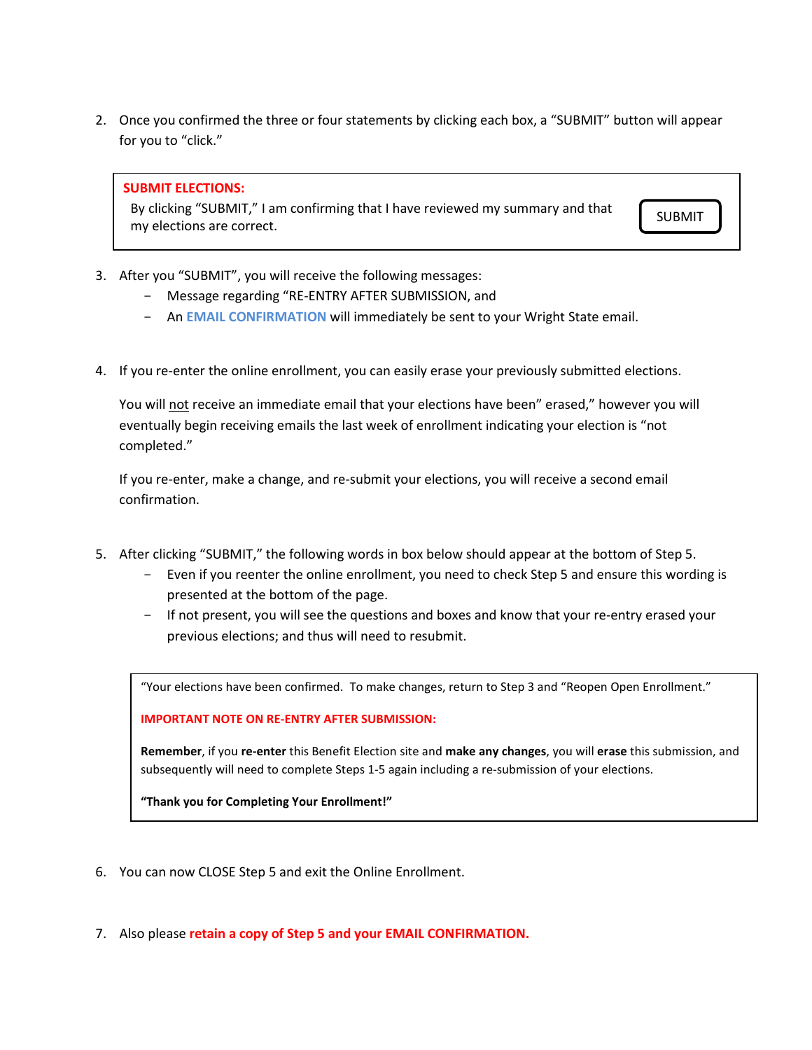2. Once you confirmed the three or four statements by clicking each box, a "SUBMIT" button will appear for you to "click."

> **SUBMIT ELECTIONS:**
> By clicking "SUBMIT," I am confirming that I have reviewed my summary and that my elections are correct.
>
> SUBMIT

3. After you "SUBMIT", you will receive the following messages:
   - Message regarding "RE-ENTRY AFTER SUBMISSION, and
   - An **EMAIL CONFIRMATION** will immediately be sent to your Wright State email.

4. If you re-enter the online enrollment, you can easily erase your previously submitted elections.

   You will not receive an immediate email that your elections have been" erased," however you will eventually begin receiving emails the last week of enrollment indicating your election is "not completed."

   If you re-enter, make a change, and re-submit your elections, you will receive a second email confirmation.

5. After clicking "SUBMIT," the following words in box below should appear at the bottom of Step 5.
   - Even if you reenter the online enrollment, you need to check Step 5 and ensure this wording is presented at the bottom of the page.
   - If not present, you will see the questions and boxes and know that your re-entry erased your previous elections; and thus will need to resubmit.

> "Your elections have been confirmed. To make changes, return to Step 3 and "Reopen Open Enrollment."
>
> **IMPORTANT NOTE ON RE-ENTRY AFTER SUBMISSION:**
>
> **Remember**, if you **re-enter** this Benefit Election site and **make any changes**, you will **erase** this submission, and subsequently will need to complete Steps 1-5 again including a re-submission of your elections.
>
> **"Thank you for Completing Your Enrollment!"**

6. You can now CLOSE Step 5 and exit the Online Enrollment.

7. Also please **retain a copy of Step 5 and your EMAIL CONFIRMATION.**